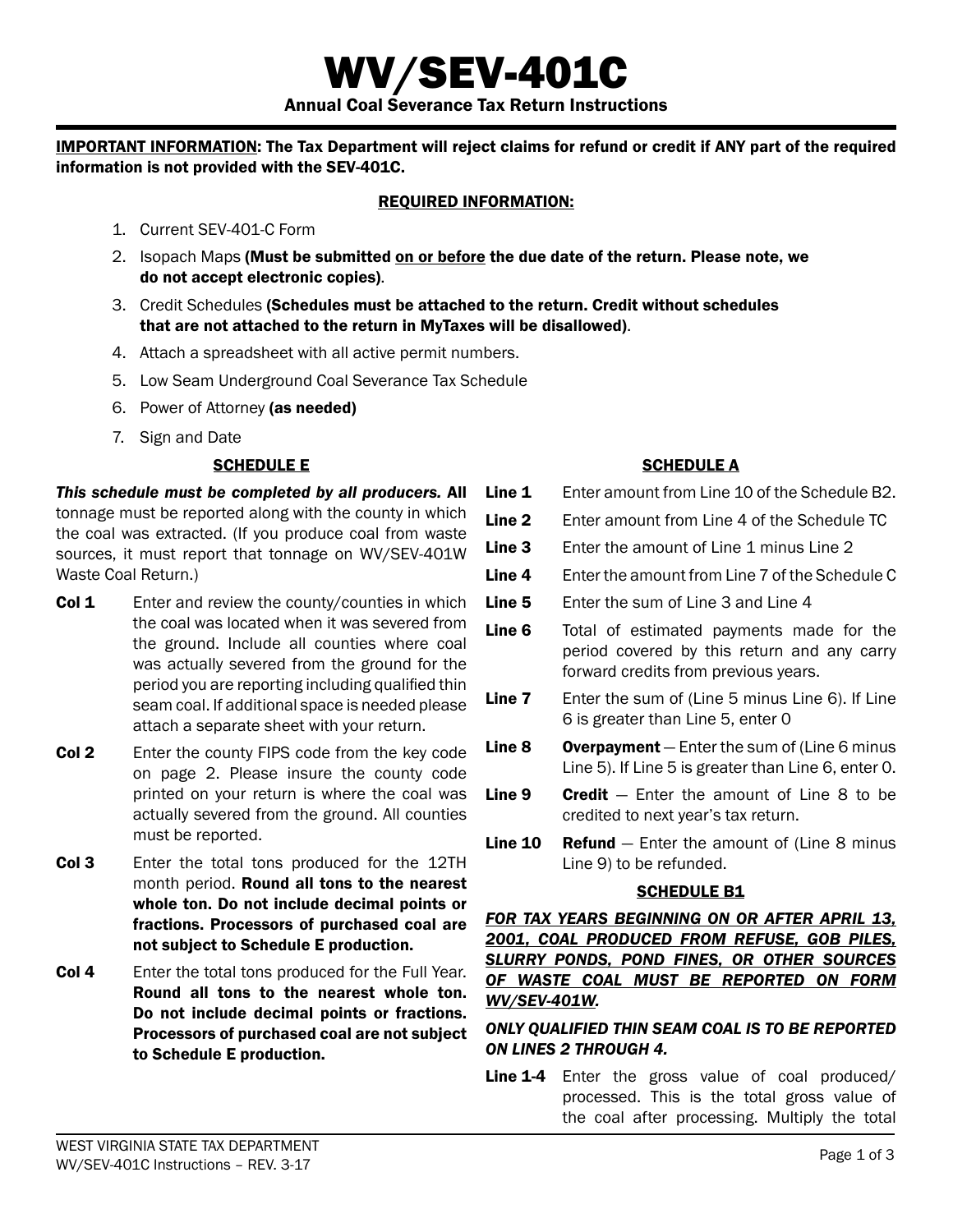# WV/SEV-401C

## Annual Coal Severance Tax Return Instructions

**IMPORTANT INFORMATION: The Tax Department will reject claims for refund or credit if ANY part of the required information is not provided with the SEV-401C.**

**REQUIRED INFORMATION:**

1. Current SEV-401-C Form
2. Isopach Maps **(Must be submitted on or before the due date of the return. Please note, we do not accept electronic copies)**.
3. Credit Schedules **(Schedules must be attached to the return. Credit without schedules that are not attached to the return in MyTaxes will be disallowed)**.
4. Attach a spreadsheet with all active permit numbers.
5. Low Seam Underground Coal Severance Tax Schedule
6. Power of Attorney **(as needed)**
7. Sign and Date

### SCHEDULE E

***This schedule must be completed by all producers.*** **All** tonnage must be reported along with the county in which the coal was extracted. (If you produce coal from waste sources, it must report that tonnage on WV/SEV-401W Waste Coal Return.)

**Col 1** Enter and review the county/counties in which the coal was located when it was severed from the ground. Include all counties where coal was actually severed from the ground for the period you are reporting including qualified thin seam coal. If additional space is needed please attach a separate sheet with your return.

**Col 2** Enter the county FIPS code from the key code on page 2. Please insure the county code printed on your return is where the coal was actually severed from the ground. All counties must be reported.

**Col 3** Enter the total tons produced for the 12TH month period. **Round all tons to the nearest whole ton. Do not include decimal points or fractions. Processors of purchased coal are not subject to Schedule E production.**

**Col 4** Enter the total tons produced for the Full Year. **Round all tons to the nearest whole ton. Do not include decimal points or fractions. Processors of purchased coal are not subject to Schedule E production.**

### SCHEDULE A

**Line 1** Enter amount from Line 10 of the Schedule B2.

**Line 2** Enter amount from Line 4 of the Schedule TC

**Line 3** Enter the amount of Line 1 minus Line 2

**Line 4** Enter the amount from Line 7 of the Schedule C

**Line 5** Enter the sum of Line 3 and Line 4

**Line 6** Total of estimated payments made for the period covered by this return and any carry forward credits from previous years.

**Line 7** Enter the sum of (Line 5 minus Line 6). If Line 6 is greater than Line 5, enter 0

**Line 8** **Overpayment** — Enter the sum of (Line 6 minus Line 5). If Line 5 is greater than Line 6, enter 0.

**Line 9** **Credit** — Enter the amount of Line 8 to be credited to next year's tax return.

**Line 10** **Refund** — Enter the amount of (Line 8 minus Line 9) to be refunded.

### SCHEDULE B1

***FOR TAX YEARS BEGINNING ON OR AFTER APRIL 13, 2001, COAL PRODUCED FROM REFUSE, GOB PILES, SLURRY PONDS, POND FINES, OR OTHER SOURCES OF WASTE COAL MUST BE REPORTED ON FORM WV/SEV-401W.***

***ONLY QUALIFIED THIN SEAM COAL IS TO BE REPORTED ON LINES 2 THROUGH 4.***

**Line 1-4** Enter the gross value of coal produced/processed. This is the total gross value of the coal after processing. Multiply the total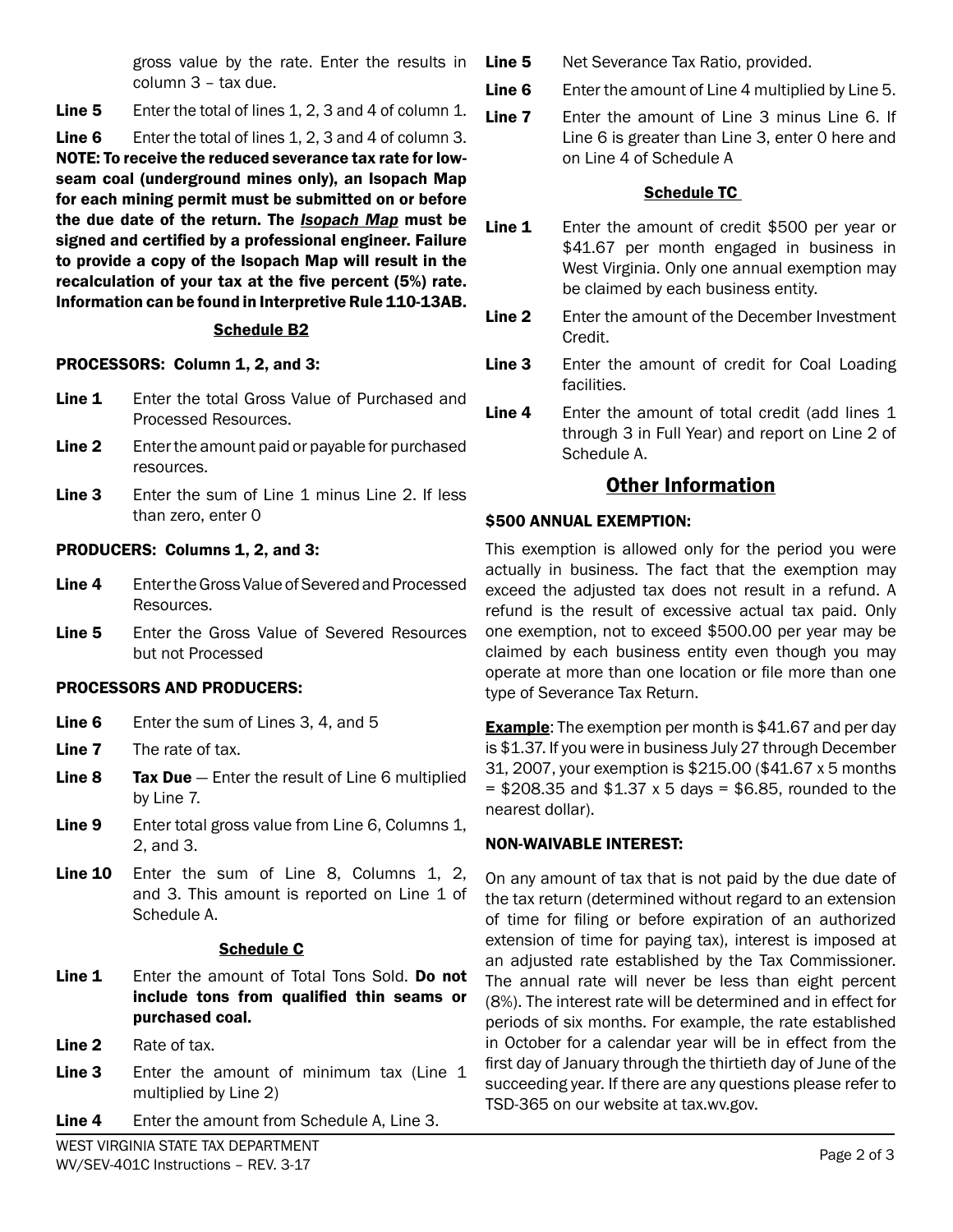gross value by the rate. Enter the results in column 3 – tax due.

**Line 5** Enter the total of lines 1, 2, 3 and 4 of column 1.

**Line 6** Enter the total of lines 1, 2, 3 and 4 of column 3.

**NOTE: To receive the reduced severance tax rate for low-seam coal (underground mines only), an Isopach Map for each mining permit must be submitted on or before the due date of the return. The *Isopach Map* must be signed and certified by a professional engineer. Failure to provide a copy of the Isopach Map will result in the recalculation of your tax at the five percent (5%) rate. Information can be found in Interpretive Rule 110-13AB.**

### Schedule B2

**PROCESSORS: Column 1, 2, and 3:**

**Line 1** Enter the total Gross Value of Purchased and Processed Resources.

**Line 2** Enter the amount paid or payable for purchased resources.

**Line 3** Enter the sum of Line 1 minus Line 2. If less than zero, enter 0

**PRODUCERS: Columns 1, 2, and 3:**

**Line 4** Enter the Gross Value of Severed and Processed Resources.

**Line 5** Enter the Gross Value of Severed Resources but not Processed

**PROCESSORS AND PRODUCERS:**

**Line 6** Enter the sum of Lines 3, 4, and 5

**Line 7** The rate of tax.

**Line 8** **Tax Due** — Enter the result of Line 6 multiplied by Line 7.

**Line 9** Enter total gross value from Line 6, Columns 1, 2, and 3.

**Line 10** Enter the sum of Line 8, Columns 1, 2, and 3. This amount is reported on Line 1 of Schedule A.

### Schedule C

**Line 1** Enter the amount of Total Tons Sold. **Do not include tons from qualified thin seams or purchased coal.**

**Line 2** Rate of tax.

**Line 3** Enter the amount of minimum tax (Line 1 multiplied by Line 2)

**Line 4** Enter the amount from Schedule A, Line 3.

**Line 5** Net Severance Tax Ratio, provided.

**Line 6** Enter the amount of Line 4 multiplied by Line 5.

**Line 7** Enter the amount of Line 3 minus Line 6. If Line 6 is greater than Line 3, enter 0 here and on Line 4 of Schedule A

### Schedule TC

**Line 1** Enter the amount of credit $500 per year or $41.67 per month engaged in business in West Virginia. Only one annual exemption may be claimed by each business entity.

**Line 2** Enter the amount of the December Investment Credit.

**Line 3** Enter the amount of credit for Coal Loading facilities.

**Line 4** Enter the amount of total credit (add lines 1 through 3 in Full Year) and report on Line 2 of Schedule A.

## Other Information

**$500 ANNUAL EXEMPTION:**

This exemption is allowed only for the period you were actually in business. The fact that the exemption may exceed the adjusted tax does not result in a refund. A refund is the result of excessive actual tax paid. Only one exemption, not to exceed $500.00 per year may be claimed by each business entity even though you may operate at more than one location or file more than one type of Severance Tax Return.

**Example**: The exemption per month is $41.67 and per day is $1.37. If you were in business July 27 through December 31, 2007, your exemption is $215.00 ($41.67 x 5 months = $208.35 and $1.37 x 5 days = $6.85, rounded to the nearest dollar).

**NON-WAIVABLE INTEREST:**

On any amount of tax that is not paid by the due date of the tax return (determined without regard to an extension of time for filing or before expiration of an authorized extension of time for paying tax), interest is imposed at an adjusted rate established by the Tax Commissioner. The annual rate will never be less than eight percent (8%). The interest rate will be determined and in effect for periods of six months. For example, the rate established in October for a calendar year will be in effect from the first day of January through the thirtieth day of June of the succeeding year. If there are any questions please refer to TSD-365 on our website at tax.wv.gov.

WEST VIRGINIA STATE TAX DEPARTMENT
WV/SEV-401C Instructions – REV. 3-17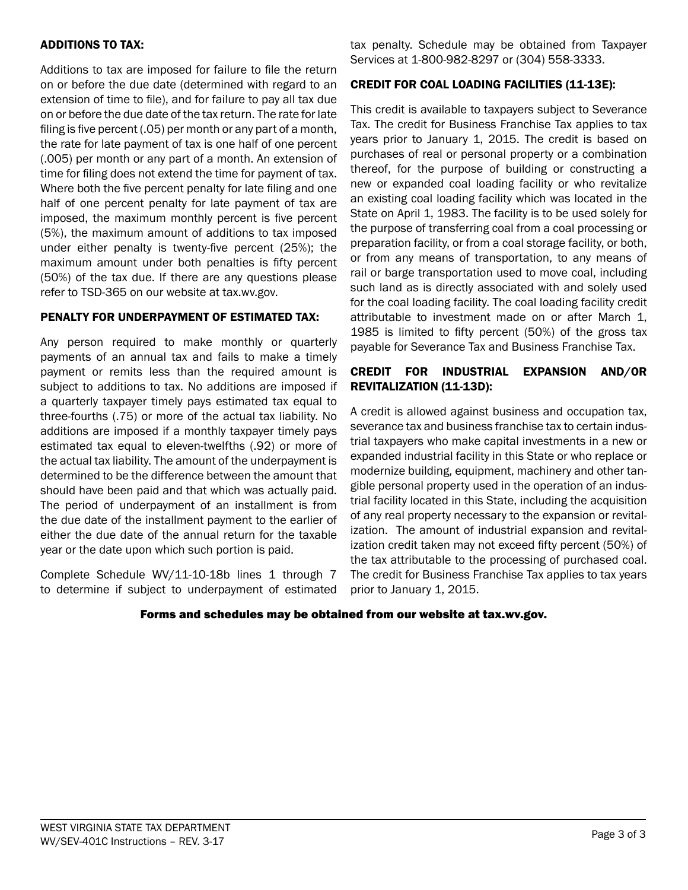### ADDITIONS TO TAX:

Additions to tax are imposed for failure to file the return on or before the due date (determined with regard to an extension of time to file), and for failure to pay all tax due on or before the due date of the tax return. The rate for late filing is five percent (.05) per month or any part of a month, the rate for late payment of tax is one half of one percent (.005) per month or any part of a month. An extension of time for filing does not extend the time for payment of tax. Where both the five percent penalty for late filing and one half of one percent penalty for late payment of tax are imposed, the maximum monthly percent is five percent (5%), the maximum amount of additions to tax imposed under either penalty is twenty-five percent (25%); the maximum amount under both penalties is fifty percent (50%) of the tax due. If there are any questions please refer to TSD-365 on our website at tax.wv.gov.

### PENALTY FOR UNDERPAYMENT OF ESTIMATED TAX:

Any person required to make monthly or quarterly payments of an annual tax and fails to make a timely payment or remits less than the required amount is subject to additions to tax. No additions are imposed if a quarterly taxpayer timely pays estimated tax equal to three-fourths (.75) or more of the actual tax liability. No additions are imposed if a monthly taxpayer timely pays estimated tax equal to eleven-twelfths (.92) or more of the actual tax liability. The amount of the underpayment is determined to be the difference between the amount that should have been paid and that which was actually paid. The period of underpayment of an installment is from the due date of the installment payment to the earlier of either the due date of the annual return for the taxable year or the date upon which such portion is paid.

Complete Schedule WV/11-10-18b lines 1 through 7 to determine if subject to underpayment of estimated tax penalty. Schedule may be obtained from Taxpayer Services at 1-800-982-8297 or (304) 558-3333.

### CREDIT FOR COAL LOADING FACILITIES (11-13E):

This credit is available to taxpayers subject to Severance Tax. The credit for Business Franchise Tax applies to tax years prior to January 1, 2015. The credit is based on purchases of real or personal property or a combination thereof, for the purpose of building or constructing a new or expanded coal loading facility or who revitalize an existing coal loading facility which was located in the State on April 1, 1983. The facility is to be used solely for the purpose of transferring coal from a coal processing or preparation facility, or from a coal storage facility, or both, or from any means of transportation, to any means of rail or barge transportation used to move coal, including such land as is directly associated with and solely used for the coal loading facility. The coal loading facility credit attributable to investment made on or after March 1, 1985 is limited to fifty percent (50%) of the gross tax payable for Severance Tax and Business Franchise Tax.

### CREDIT FOR INDUSTRIAL EXPANSION AND/OR REVITALIZATION (11-13D):

A credit is allowed against business and occupation tax, severance tax and business franchise tax to certain industrial taxpayers who make capital investments in a new or expanded industrial facility in this State or who replace or modernize building, equipment, machinery and other tangible personal property used in the operation of an industrial facility located in this State, including the acquisition of any real property necessary to the expansion or revitalization. The amount of industrial expansion and revitalization credit taken may not exceed fifty percent (50%) of the tax attributable to the processing of purchased coal. The credit for Business Franchise Tax applies to tax years prior to January 1, 2015.

**Forms and schedules may be obtained from our website at tax.wv.gov.**